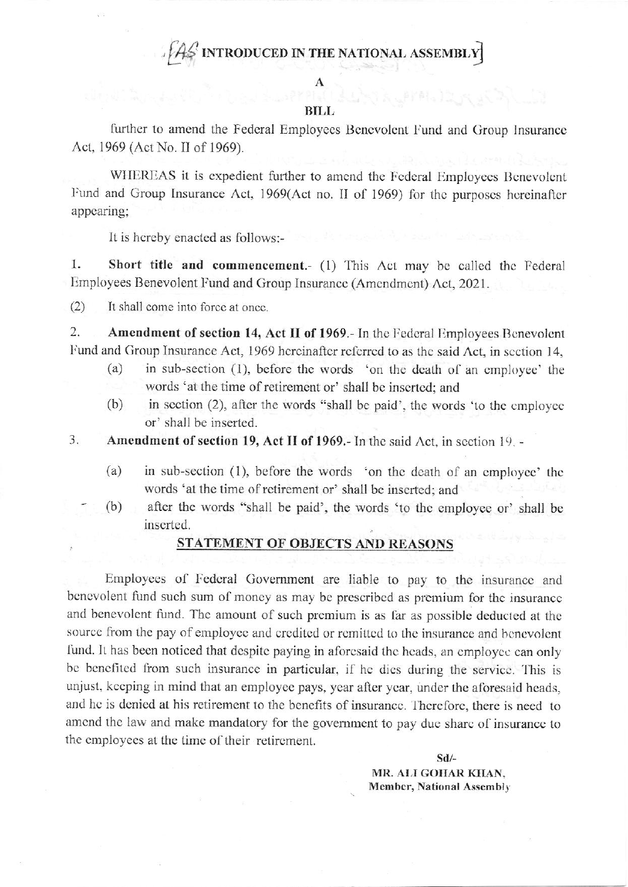# [AS INTRODUCED IN THE NATIONAL ASSEMBLY]

## A

## BILL

further to amend the Federal Employees Benevolent Fund and Group Insurance Act, 1969 (Act No. II of 1969).

WHEREAS it is expedient further to amend the Federal Employees Benevolent Fund and Group Insurance Act, 1969(Act no. II of 1969) for the purposes hereinafter appearing;

It is hereby enacted as follows:-

1. **Short title and commencement.**- (1) This Act may be called the Federal Employees Benevolent Fund and Group Insurance (Amendment) Act, 2021.

(2) It shall come into force at once.

2. **Amendment of section 14, Act II of 1969.**- In the Federal Employees Benevolent Fund and Group Insurance Act, 1969 hereinafter referred to as the said Act, in section 14,

   (a) in sub-section (1), before the words 'on the death of an employee' the words 'at the time of retirement or' shall be inserted; and

   (b) in section (2), after the words "shall be paid', the words 'to the employee or' shall be inserted.

3. **Amendment of section 19, Act II of 1969.**- In the said Act, in section 19, -

   (a) in sub-section (1), before the words 'on the death of an employee' the words 'at the time of retirement or' shall be inserted; and

   (b) after the words "shall be paid', the words 'to the employee or' shall be inserted.

## STATEMENT OF OBJECTS AND REASONS

Employees of Federal Government are liable to pay to the insurance and benevolent fund such sum of money as may be prescribed as premium for the insurance and benevolent fund. The amount of such premium is as far as possible deducted at the source from the pay of employee and credited or remitted to the insurance and benevolent fund. It has been noticed that despite paying in aforesaid the heads, an employee can only be benefited from such insurance in particular, if he dies during the service. This is unjust, keeping in mind that an employee pays, year after year, under the aforesaid heads, and he is denied at his retirement to the benefits of insurance. Therefore, there is need to amend the law and make mandatory for the government to pay due share of insurance to the employees at the time of their retirement.

Sd/-

**MR. ALI GOHAR KHAN,**
**Member, National Assembly**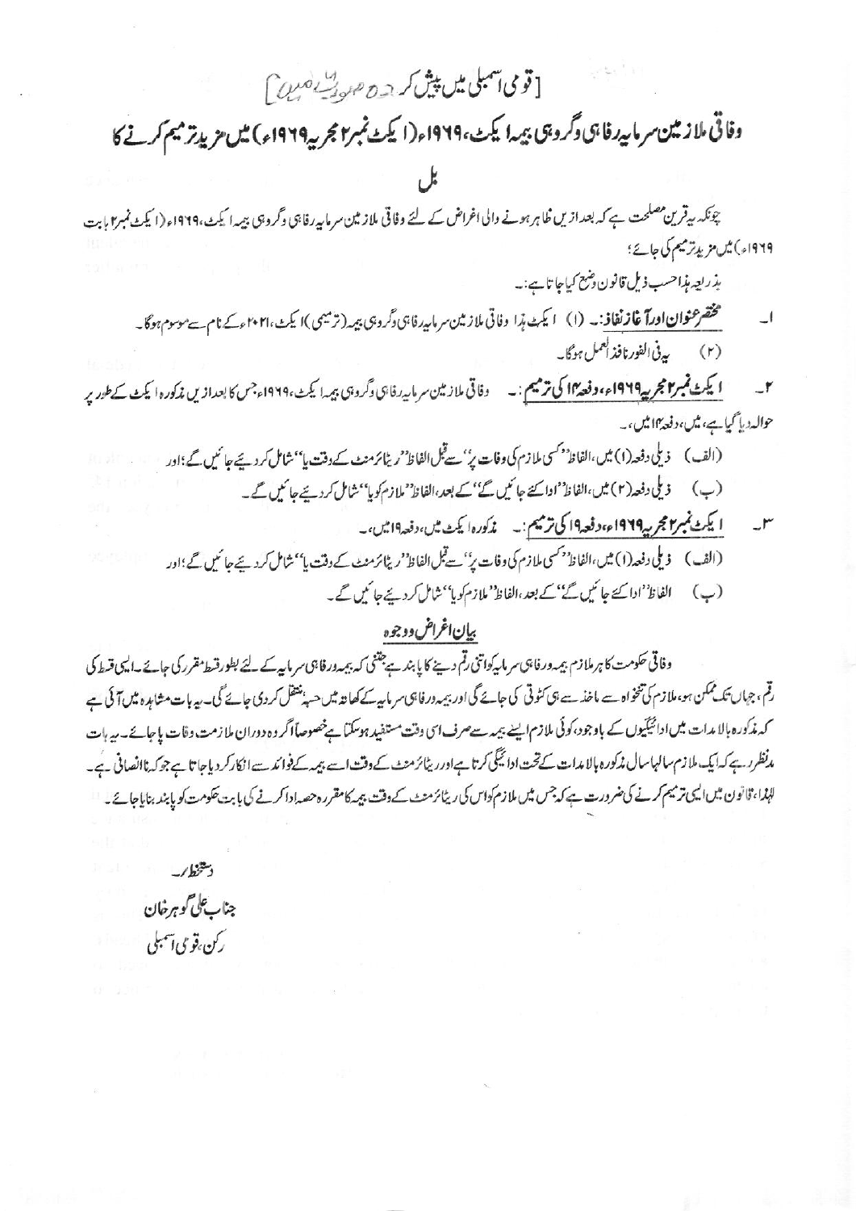[قومی اسمبلی میں پیش کردہ صورت میں]

# وفاقی ملازمین سرمایہ رفاہی وگروہی بیمہ ایکٹ، ۱۹۶۹ء (ایکٹ نمبر ۲ مجریہ ۱۹۶۹ء) میں مزید ترمیم کرنے کا

## بل

چونکہ یہ قرین مصلحت ہے کہ بعدازیں ظاہر ہونے والی اغراض کے لئے وفاقی ملازمین سرمایہ رفاہی وگروہی بیمہ ایکٹ، ۱۹۶۹ء (ایکٹ نمبر ۲ بابت ۱۹۶۹ء) میں مزید ترمیم کی جائے؛

بذریعہ ہذا حسب ذیل قانون وضع کیا جاتا ہے:۔

۱۔ **مختصر عنوان اور آغاز نفاذ:**۔ (۱) ایکٹ ہذا وفاقی ملازمین سرمایہ رفاہی وگروہی بیمہ (ترمیمی) ایکٹ، ۲۰۲۱ء کے نام سے موسوم ہوگا۔

(۲) یہ فی الفور نافذ العمل ہوگا۔

۲۔ **ایکٹ نمبر ۲ مجریہ ۱۹۶۹ء، دفعہ ۱۴ کی ترمیم:**۔ وفاقی ملازمین سرمایہ رفاہی وگروہی بیمہ ایکٹ، ۱۹۶۹ء، جس کا بعدازیں مذکورہ ایکٹ کے طور پر حوالہ دیا گیا ہے، میں، دفعہ ۱۴ میں،۔

(الف) ذیلی دفعہ (۱) میں، الفاظ "کسی ملازم کی وفات پر" سے قبل الفاظ "ریٹائرمنٹ کے وقت یا" شامل کر دیئے جائیں گے؛ اور

(ب) ذیلی دفعہ (۲) میں، الفاظ "ادا کئے جائیں گے" کے بعد، الفاظ "ملازم کو یا" شامل کر دیئے جائیں گے۔

۳۔ **ایکٹ نمبر ۲ مجریہ ۱۹۶۹ء، دفعہ ۱۹ کی ترمیم:**۔ مذکورہ ایکٹ میں، دفعہ ۱۹ میں،۔

(الف) ذیلی دفعہ (۱) میں، الفاظ "کسی ملازم کی وفات پر" سے قبل الفاظ "ریٹائرمنٹ کے وقت یا" شامل کر دیئے جائیں گے؛ اور

(ب) الفاظ "ادا کئے جائیں گے" کے بعد، الفاظ "ملازم کو یا" شامل کر دیئے جائیں گے۔

## بیان اغراض ووجوہ

وفاقی حکومت کا ہر ملازم بیمہ ورفاہی سرمایہ کو اتنی رقم دینے کا پابند ہے جتنی کہ بیمہ ورفاہی سرمایہ کے لئے بطور قسط مقرر کی جائے۔ ایسی قسط کی رقم، جہاں تک ممکن ہو، ملازم کی تنخواہ سے ماخذ سے ہی کٹوتی کی جائے گی اور بیمہ ورفاہی سرمایہ کے کھاتہ میں حسبہٗ منتقل کر دی جائے گی۔ یہ بات مشاہدہ میں آئی ہے کہ مذکورہ بالا مدات میں ادائیگیوں کے باوجود، کوئی ملازم اپنے بیمہ سے صرف اسی وقت مستفید ہو سکتا ہے خصوصاً اگر وہ دوران ملازمت وفات پا جائے۔ یہ بات مدنظر رہے کہ ایک ملازم سالہا سال مذکورہ بالا مدات کے تحت ادائیگی کرتا ہے اور ریٹائرمنٹ کے وقت اسے بیمہ کے فوائد سے انکار کر دیا جاتا ہے جو کہ ناانصافی ہے۔ لہٰذا، قانون میں ایسی ترمیم کرنے کی ضرورت ہے کہ جس میں ملازم کو اس کی ریٹائرمنٹ کے وقت بیمہ کا مقررہ حصہ ادا کرنے کی بابت حکومت کو پابند بنایا جائے۔

دستخط/۔

جناب علی گوہر خان

رکن، قومی اسمبلی